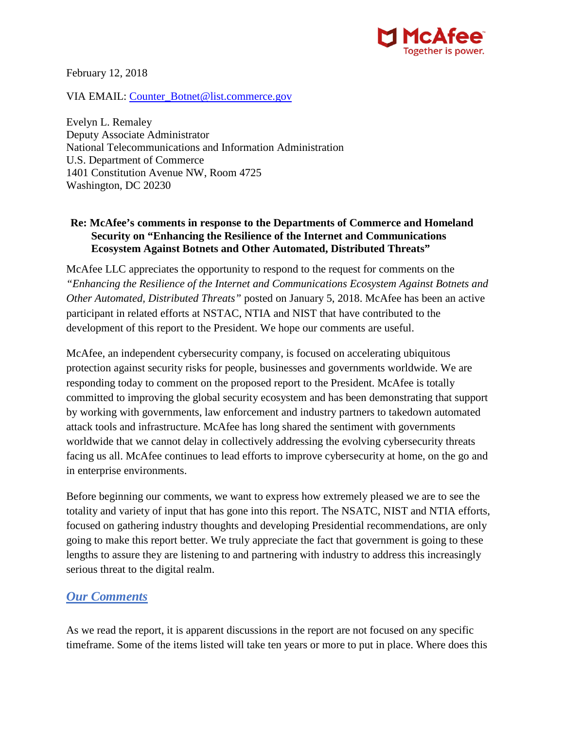McAfee
Together is power.

February 12, 2018

VIA EMAIL: Counter_Botnet@list.commerce.gov

Evelyn L. Remaley
Deputy Associate Administrator
National Telecommunications and Information Administration
U.S. Department of Commerce
1401 Constitution Avenue NW, Room 4725
Washington, DC 20230

**Re: McAfee's comments in response to the Departments of Commerce and Homeland Security on "Enhancing the Resilience of the Internet and Communications Ecosystem Against Botnets and Other Automated, Distributed Threats"**

McAfee LLC appreciates the opportunity to respond to the request for comments on the *"Enhancing the Resilience of the Internet and Communications Ecosystem Against Botnets and Other Automated, Distributed Threats"* posted on January 5, 2018. McAfee has been an active participant in related efforts at NSTAC, NTIA and NIST that have contributed to the development of this report to the President. We hope our comments are useful.

McAfee, an independent cybersecurity company, is focused on accelerating ubiquitous protection against security risks for people, businesses and governments worldwide. We are responding today to comment on the proposed report to the President. McAfee is totally committed to improving the global security ecosystem and has been demonstrating that support by working with governments, law enforcement and industry partners to takedown automated attack tools and infrastructure. McAfee has long shared the sentiment with governments worldwide that we cannot delay in collectively addressing the evolving cybersecurity threats facing us all. McAfee continues to lead efforts to improve cybersecurity at home, on the go and in enterprise environments.

Before beginning our comments, we want to express how extremely pleased we are to see the totality and variety of input that has gone into this report. The NSATC, NIST and NTIA efforts, focused on gathering industry thoughts and developing Presidential recommendations, are only going to make this report better. We truly appreciate the fact that government is going to these lengths to assure they are listening to and partnering with industry to address this increasingly serious threat to the digital realm.

## *Our Comments*

As we read the report, it is apparent discussions in the report are not focused on any specific timeframe. Some of the items listed will take ten years or more to put in place. Where does this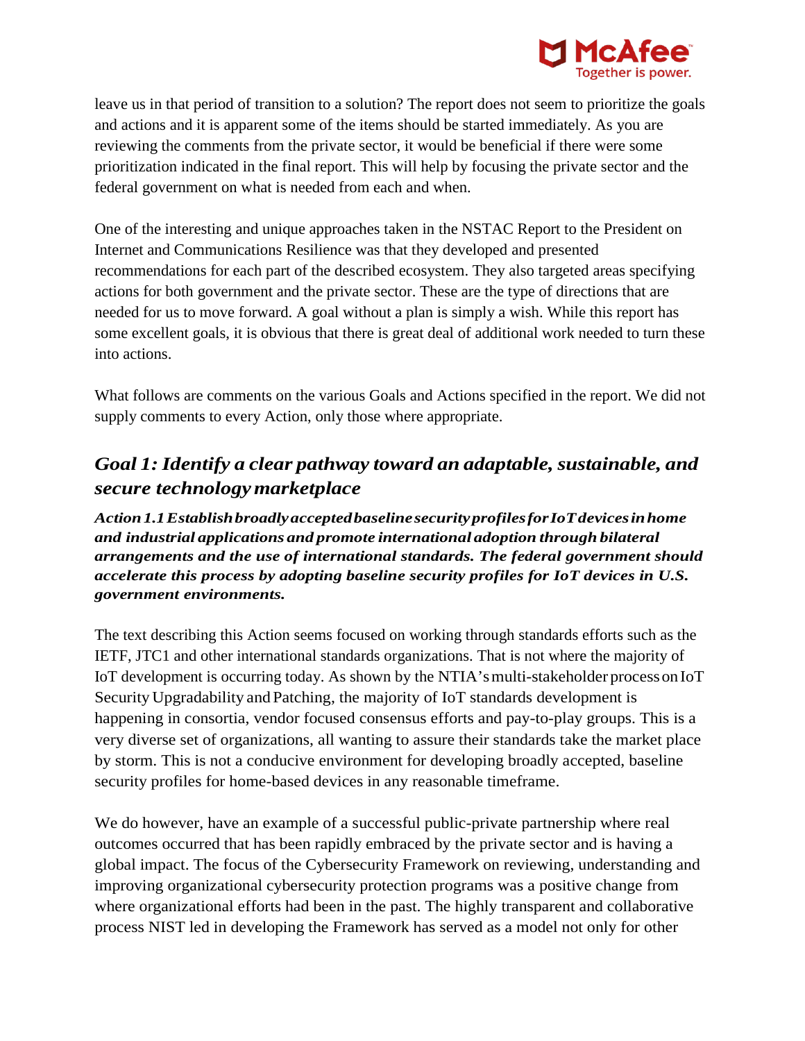leave us in that period of transition to a solution? The report does not seem to prioritize the goals and actions and it is apparent some of the items should be started immediately. As you are reviewing the comments from the private sector, it would be beneficial if there were some prioritization indicated in the final report. This will help by focusing the private sector and the federal government on what is needed from each and when.

One of the interesting and unique approaches taken in the NSTAC Report to the President on Internet and Communications Resilience was that they developed and presented recommendations for each part of the described ecosystem. They also targeted areas specifying actions for both government and the private sector. These are the type of directions that are needed for us to move forward. A goal without a plan is simply a wish. While this report has some excellent goals, it is obvious that there is great deal of additional work needed to turn these into actions.

What follows are comments on the various Goals and Actions specified in the report. We did not supply comments to every Action, only those where appropriate.

## *Goal 1: Identify a clear pathway toward an adaptable, sustainable, and secure technology marketplace*

***Action 1.1 Establish broadly accepted baseline security profiles for IoT devices in home and industrial applications and promote international adoption through bilateral arrangements and the use of international standards. The federal government should accelerate this process by adopting baseline security profiles for IoT devices in U.S. government environments.***

The text describing this Action seems focused on working through standards efforts such as the IETF, JTC1 and other international standards organizations. That is not where the majority of IoT development is occurring today. As shown by the NTIA's multi-stakeholder process on IoT Security Upgradability and Patching, the majority of IoT standards development is happening in consortia, vendor focused consensus efforts and pay-to-play groups. This is a very diverse set of organizations, all wanting to assure their standards take the market place by storm. This is not a conducive environment for developing broadly accepted, baseline security profiles for home-based devices in any reasonable timeframe.

We do however, have an example of a successful public-private partnership where real outcomes occurred that has been rapidly embraced by the private sector and is having a global impact. The focus of the Cybersecurity Framework on reviewing, understanding and improving organizational cybersecurity protection programs was a positive change from where organizational efforts had been in the past. The highly transparent and collaborative process NIST led in developing the Framework has served as a model not only for other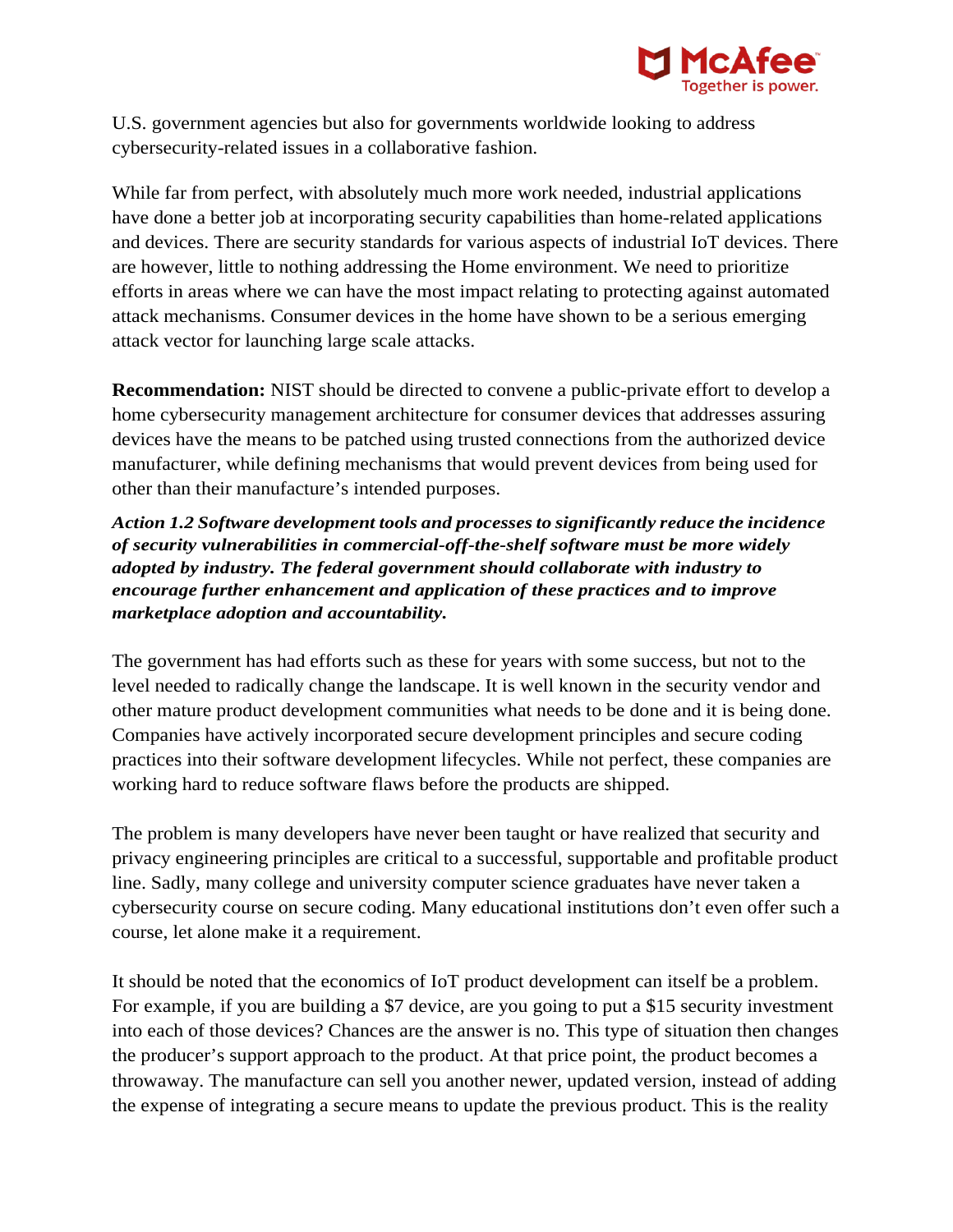U.S. government agencies but also for governments worldwide looking to address cybersecurity-related issues in a collaborative fashion.

While far from perfect, with absolutely much more work needed, industrial applications have done a better job at incorporating security capabilities than home-related applications and devices. There are security standards for various aspects of industrial IoT devices. There are however, little to nothing addressing the Home environment. We need to prioritize efforts in areas where we can have the most impact relating to protecting against automated attack mechanisms. Consumer devices in the home have shown to be a serious emerging attack vector for launching large scale attacks.

**Recommendation:** NIST should be directed to convene a public-private effort to develop a home cybersecurity management architecture for consumer devices that addresses assuring devices have the means to be patched using trusted connections from the authorized device manufacturer, while defining mechanisms that would prevent devices from being used for other than their manufacture's intended purposes.

***Action 1.2 Software development tools and processes to significantly reduce the incidence of security vulnerabilities in commercial-off-the-shelf software must be more widely adopted by industry. The federal government should collaborate with industry to encourage further enhancement and application of these practices and to improve marketplace adoption and accountability.***

The government has had efforts such as these for years with some success, but not to the level needed to radically change the landscape. It is well known in the security vendor and other mature product development communities what needs to be done and it is being done. Companies have actively incorporated secure development principles and secure coding practices into their software development lifecycles. While not perfect, these companies are working hard to reduce software flaws before the products are shipped.

The problem is many developers have never been taught or have realized that security and privacy engineering principles are critical to a successful, supportable and profitable product line. Sadly, many college and university computer science graduates have never taken a cybersecurity course on secure coding. Many educational institutions don't even offer such a course, let alone make it a requirement.

It should be noted that the economics of IoT product development can itself be a problem. For example, if you are building a $7 device, are you going to put a $15 security investment into each of those devices? Chances are the answer is no. This type of situation then changes the producer's support approach to the product. At that price point, the product becomes a throwaway. The manufacture can sell you another newer, updated version, instead of adding the expense of integrating a secure means to update the previous product. This is the reality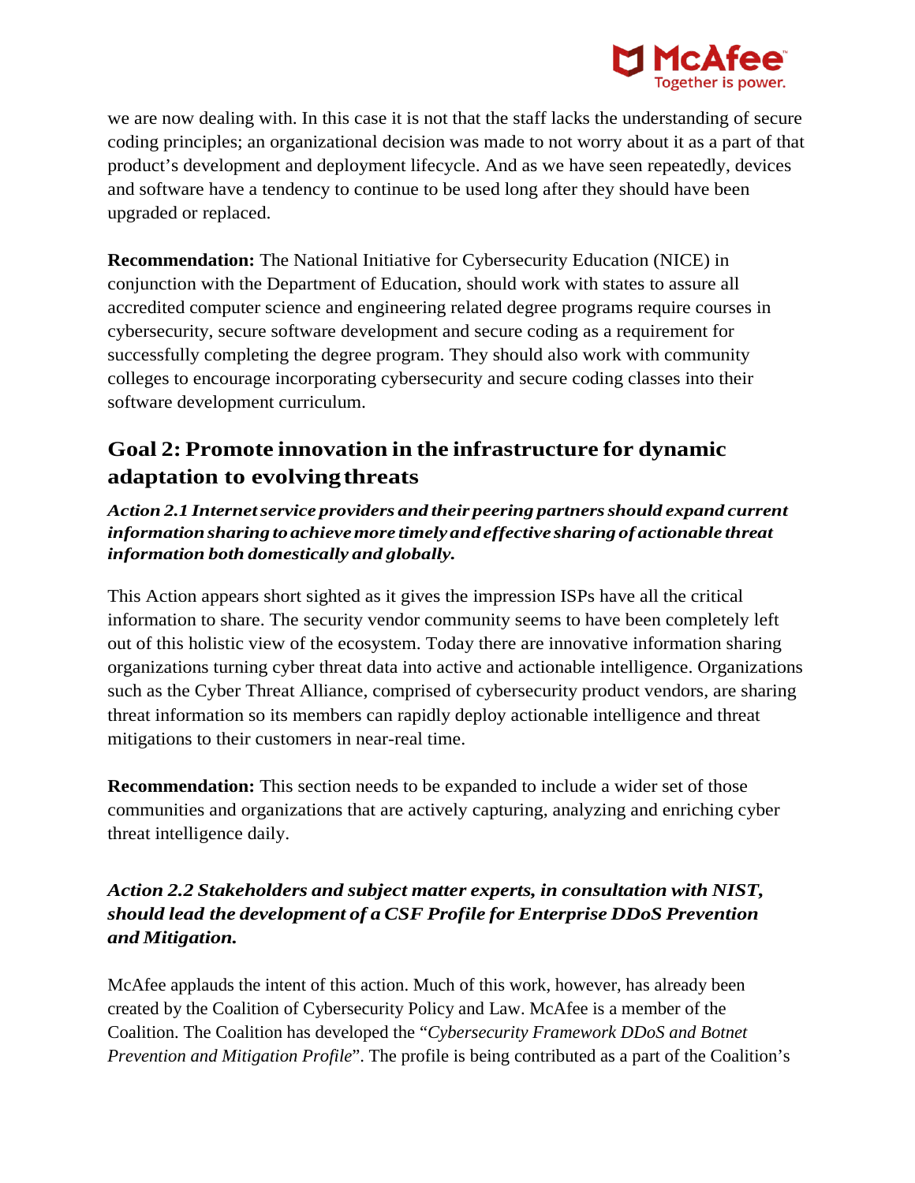we are now dealing with. In this case it is not that the staff lacks the understanding of secure coding principles; an organizational decision was made to not worry about it as a part of that product's development and deployment lifecycle. And as we have seen repeatedly, devices and software have a tendency to continue to be used long after they should have been upgraded or replaced.

**Recommendation:** The National Initiative for Cybersecurity Education (NICE) in conjunction with the Department of Education, should work with states to assure all accredited computer science and engineering related degree programs require courses in cybersecurity, secure software development and secure coding as a requirement for successfully completing the degree program. They should also work with community colleges to encourage incorporating cybersecurity and secure coding classes into their software development curriculum.

## Goal 2: Promote innovation in the infrastructure for dynamic adaptation to evolving threats

***Action 2.1 Internet service providers and their peering partners should expand current information sharing to achieve more timely and effective sharing of actionable threat information both domestically and globally.***

This Action appears short sighted as it gives the impression ISPs have all the critical information to share. The security vendor community seems to have been completely left out of this holistic view of the ecosystem. Today there are innovative information sharing organizations turning cyber threat data into active and actionable intelligence. Organizations such as the Cyber Threat Alliance, comprised of cybersecurity product vendors, are sharing threat information so its members can rapidly deploy actionable intelligence and threat mitigations to their customers in near-real time.

**Recommendation:** This section needs to be expanded to include a wider set of those communities and organizations that are actively capturing, analyzing and enriching cyber threat intelligence daily.

***Action 2.2 Stakeholders and subject matter experts, in consultation with NIST, should lead the development of a CSF Profile for Enterprise DDoS Prevention and Mitigation.***

McAfee applauds the intent of this action. Much of this work, however, has already been created by the Coalition of Cybersecurity Policy and Law. McAfee is a member of the Coalition. The Coalition has developed the "*Cybersecurity Framework DDoS and Botnet Prevention and Mitigation Profile*". The profile is being contributed as a part of the Coalition's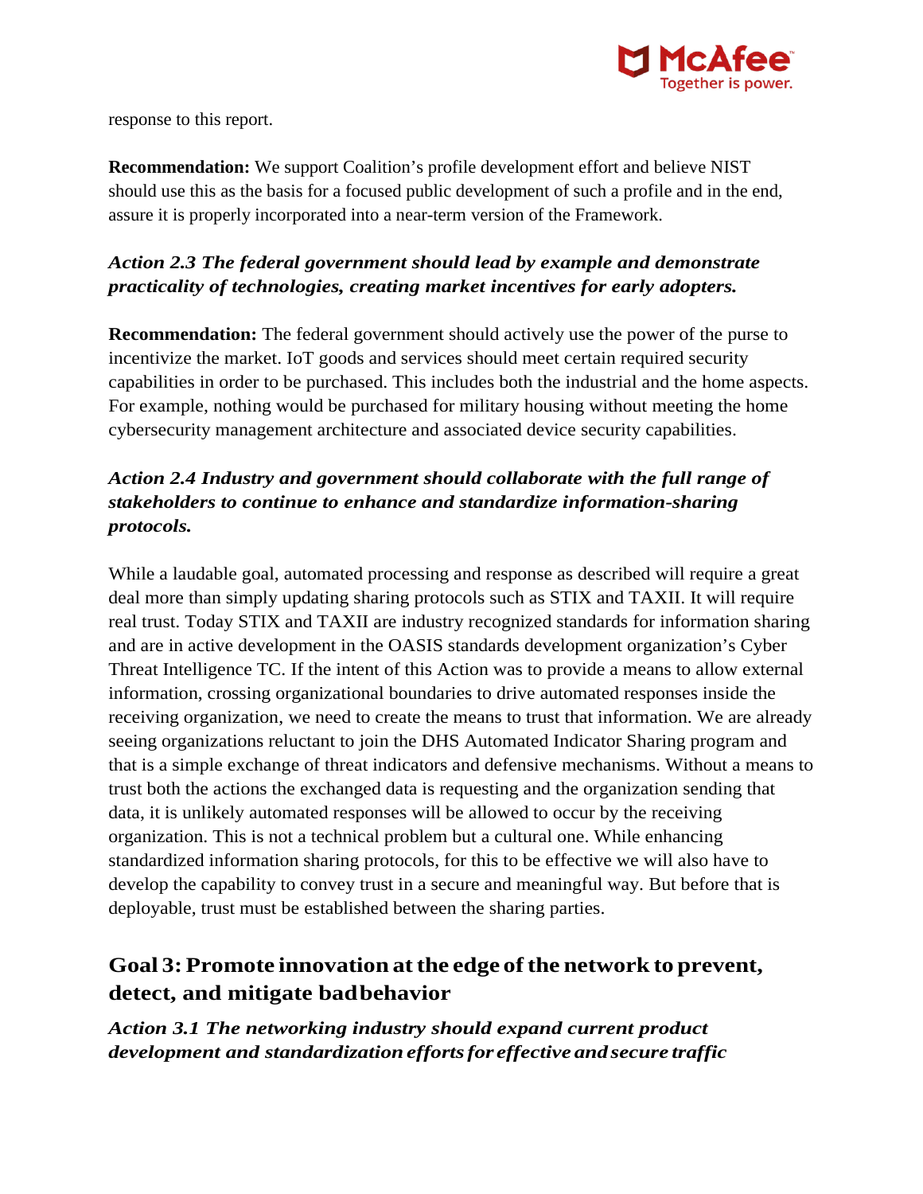response to this report.

**Recommendation:** We support Coalition's profile development effort and believe NIST should use this as the basis for a focused public development of such a profile and in the end, assure it is properly incorporated into a near-term version of the Framework.

***Action 2.3 The federal government should lead by example and demonstrate practicality of technologies, creating market incentives for early adopters.***

**Recommendation:** The federal government should actively use the power of the purse to incentivize the market. IoT goods and services should meet certain required security capabilities in order to be purchased. This includes both the industrial and the home aspects. For example, nothing would be purchased for military housing without meeting the home cybersecurity management architecture and associated device security capabilities.

***Action 2.4 Industry and government should collaborate with the full range of stakeholders to continue to enhance and standardize information-sharing protocols.***

While a laudable goal, automated processing and response as described will require a great deal more than simply updating sharing protocols such as STIX and TAXII. It will require real trust. Today STIX and TAXII are industry recognized standards for information sharing and are in active development in the OASIS standards development organization's Cyber Threat Intelligence TC. If the intent of this Action was to provide a means to allow external information, crossing organizational boundaries to drive automated responses inside the receiving organization, we need to create the means to trust that information. We are already seeing organizations reluctant to join the DHS Automated Indicator Sharing program and that is a simple exchange of threat indicators and defensive mechanisms. Without a means to trust both the actions the exchanged data is requesting and the organization sending that data, it is unlikely automated responses will be allowed to occur by the receiving organization. This is not a technical problem but a cultural one. While enhancing standardized information sharing protocols, for this to be effective we will also have to develop the capability to convey trust in a secure and meaningful way. But before that is deployable, trust must be established between the sharing parties.

## Goal 3: Promote innovation at the edge of the network to prevent, detect, and mitigate bad behavior

***Action 3.1 The networking industry should expand current product development and standardization efforts for effective and secure traffic***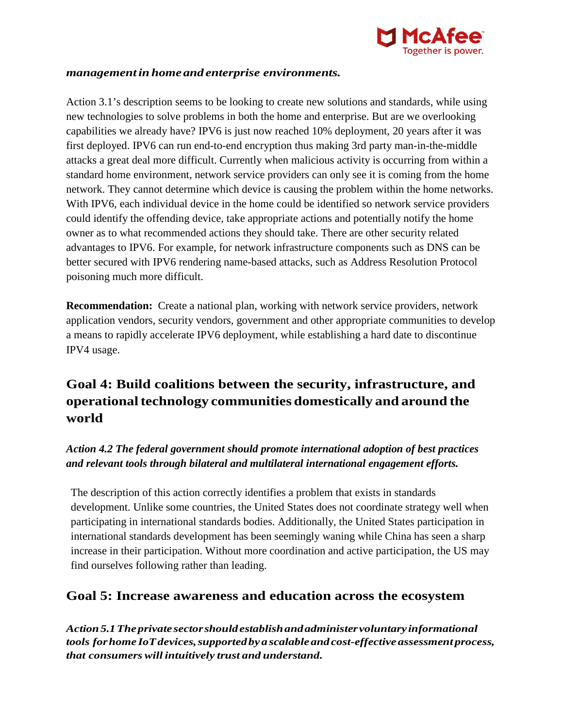***management in home and enterprise environments.***

Action 3.1's description seems to be looking to create new solutions and standards, while using new technologies to solve problems in both the home and enterprise. But are we overlooking capabilities we already have? IPV6 is just now reached 10% deployment, 20 years after it was first deployed. IPV6 can run end-to-end encryption thus making 3rd party man-in-the-middle attacks a great deal more difficult. Currently when malicious activity is occurring from within a standard home environment, network service providers can only see it is coming from the home network. They cannot determine which device is causing the problem within the home networks. With IPV6, each individual device in the home could be identified so network service providers could identify the offending device, take appropriate actions and potentially notify the home owner as to what recommended actions they should take. There are other security related advantages to IPV6. For example, for network infrastructure components such as DNS can be better secured with IPV6 rendering name-based attacks, such as Address Resolution Protocol poisoning much more difficult.

**Recommendation:** Create a national plan, working with network service providers, network application vendors, security vendors, government and other appropriate communities to develop a means to rapidly accelerate IPV6 deployment, while establishing a hard date to discontinue IPV4 usage.

## Goal 4: Build coalitions between the security, infrastructure, and operational technology communities domestically and around the world

***Action 4.2 The federal government should promote international adoption of best practices and relevant tools through bilateral and multilateral international engagement efforts.***

The description of this action correctly identifies a problem that exists in standards development. Unlike some countries, the United States does not coordinate strategy well when participating in international standards bodies. Additionally, the United States participation in international standards development has been seemingly waning while China has seen a sharp increase in their participation. Without more coordination and active participation, the US may find ourselves following rather than leading.

## Goal 5: Increase awareness and education across the ecosystem

***Action 5.1 The private sector should establish and administer voluntary informational tools for home IoT devices, supported by a scalable and cost-effective assessment process, that consumers will intuitively trust and understand.***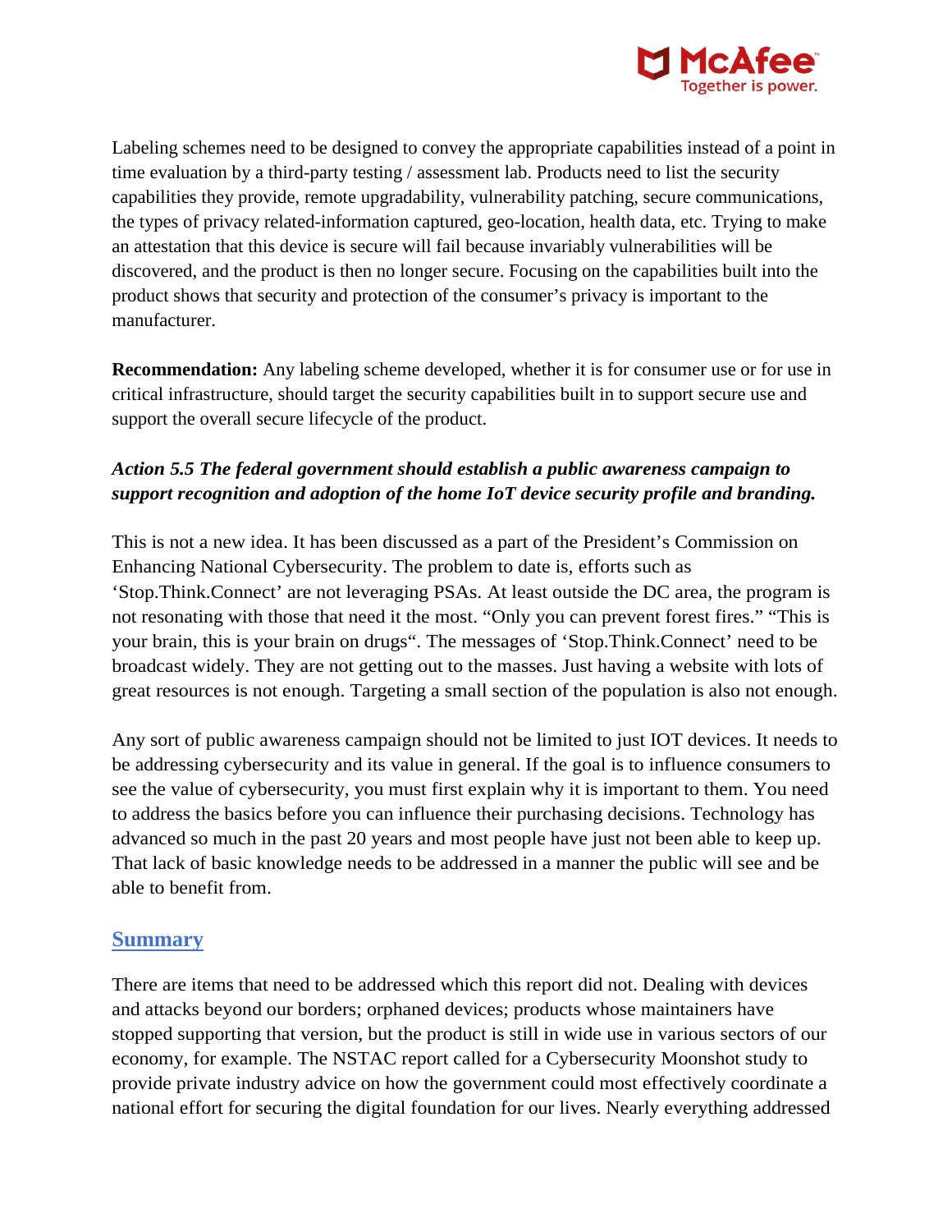Labeling schemes need to be designed to convey the appropriate capabilities instead of a point in time evaluation by a third-party testing / assessment lab. Products need to list the security capabilities they provide, remote upgradability, vulnerability patching, secure communications, the types of privacy related-information captured, geo-location, health data, etc. Trying to make an attestation that this device is secure will fail because invariably vulnerabilities will be discovered, and the product is then no longer secure. Focusing on the capabilities built into the product shows that security and protection of the consumer's privacy is important to the manufacturer.

**Recommendation:** Any labeling scheme developed, whether it is for consumer use or for use in critical infrastructure, should target the security capabilities built in to support secure use and support the overall secure lifecycle of the product.

***Action 5.5 The federal government should establish a public awareness campaign to support recognition and adoption of the home IoT device security profile and branding.***

This is not a new idea. It has been discussed as a part of the President's Commission on Enhancing National Cybersecurity. The problem to date is, efforts such as 'Stop.Think.Connect' are not leveraging PSAs. At least outside the DC area, the program is not resonating with those that need it the most. "Only you can prevent forest fires." "This is your brain, this is your brain on drugs". The messages of 'Stop.Think.Connect' need to be broadcast widely. They are not getting out to the masses. Just having a website with lots of great resources is not enough. Targeting a small section of the population is also not enough.

Any sort of public awareness campaign should not be limited to just IOT devices. It needs to be addressing cybersecurity and its value in general. If the goal is to influence consumers to see the value of cybersecurity, you must first explain why it is important to them. You need to address the basics before you can influence their purchasing decisions. Technology has advanced so much in the past 20 years and most people have just not been able to keep up. That lack of basic knowledge needs to be addressed in a manner the public will see and be able to benefit from.

## Summary

There are items that need to be addressed which this report did not. Dealing with devices and attacks beyond our borders; orphaned devices; products whose maintainers have stopped supporting that version, but the product is still in wide use in various sectors of our economy, for example. The NSTAC report called for a Cybersecurity Moonshot study to provide private industry advice on how the government could most effectively coordinate a national effort for securing the digital foundation for our lives. Nearly everything addressed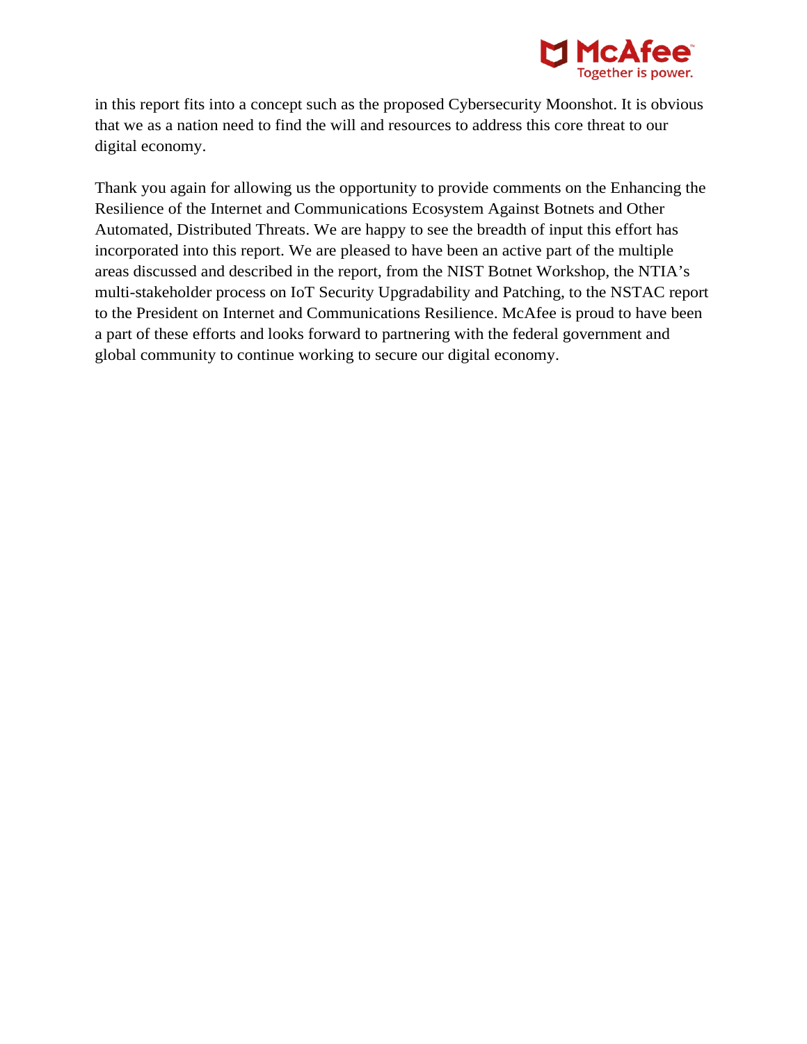in this report fits into a concept such as the proposed Cybersecurity Moonshot. It is obvious that we as a nation need to find the will and resources to address this core threat to our digital economy.

Thank you again for allowing us the opportunity to provide comments on the Enhancing the Resilience of the Internet and Communications Ecosystem Against Botnets and Other Automated, Distributed Threats. We are happy to see the breadth of input this effort has incorporated into this report. We are pleased to have been an active part of the multiple areas discussed and described in the report, from the NIST Botnet Workshop, the NTIA's multi-stakeholder process on IoT Security Upgradability and Patching, to the NSTAC report to the President on Internet and Communications Resilience. McAfee is proud to have been a part of these efforts and looks forward to partnering with the federal government and global community to continue working to secure our digital economy.